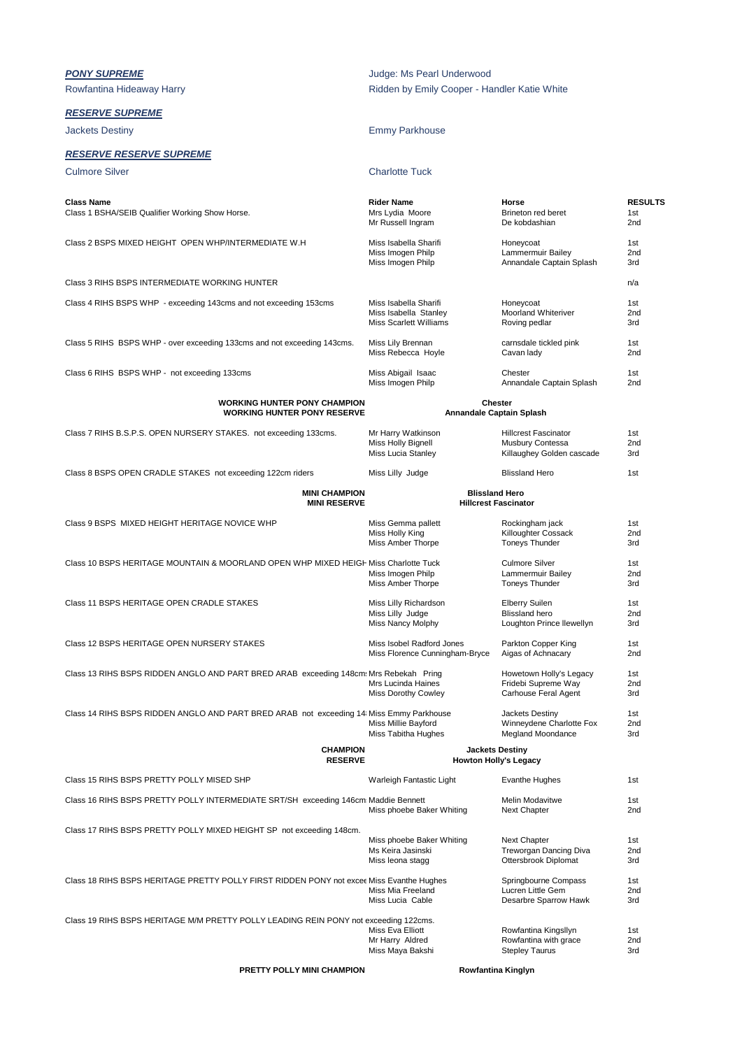***PONY SUPREME*** Judge: Ms Pearl Underwood

Rowfantina Hideaway Harry — Ridden by Emily Cooper - Handler Katie White

***RESERVE SUPREME***

Jackets Destiny — Emmy Parkhouse

***RESERVE RESERVE SUPREME***

Culmore Silver — Charlotte Tuck

| Class Name | Rider Name | Horse | RESULTS |
|---|---|---|---|
| Class 1 BSHA/SEIB Qualifier Working Show Horse. | Mrs Lydia Moore | Brineton red beret | 1st |
| | Mr Russell Ingram | De kobdashian | 2nd |
| Class 2 BSPS MIXED HEIGHT OPEN WHP/INTERMEDIATE W.H | Miss Isabella Sharifi | Honeycoat | 1st |
| | Miss Imogen Philp | Lammermuir Bailey | 2nd |
| | Miss Imogen Philp | Annandale Captain Splash | 3rd |
| Class 3 RIHS BSPS INTERMEDIATE WORKING HUNTER | | | n/a |
| Class 4 RIHS BSPS WHP - exceeding 143cms and not exceeding 153cms | Miss Isabella Sharifi | Honeycoat | 1st |
| | Miss Isabella Stanley | Moorland Whiteriver | 2nd |
| | Miss Scarlett Williams | Roving pedlar | 3rd |
| Class 5 RIHS BSPS WHP - over exceeding 133cms and not exceeding 143cms. | Miss Lily Brennan | carnsdale tickled pink | 1st |
| | Miss Rebecca Hoyle | Cavan lady | 2nd |
| Class 6 RIHS BSPS WHP - not exceeding 133cms | Miss Abigail Isaac | Chester | 1st |
| | Miss Imogen Philp | Annandale Captain Splash | 2nd |
| **WORKING HUNTER PONY CHAMPION** | **Chester** | | |
| **WORKING HUNTER PONY RESERVE** | **Annandale Captain Splash** | | |
| Class 7 RIHS B.S.P.S. OPEN NURSERY STAKES. not exceeding 133cms. | Mr Harry Watkinson | Hillcrest Fascinator | 1st |
| | Miss Holly Bignell | Musbury Contessa | 2nd |
| | Miss Lucia Stanley | Killaughey Golden cascade | 3rd |
| Class 8 BSPS OPEN CRADLE STAKES not exceeding 122cm riders | Miss Lilly Judge | Blissland Hero | 1st |
| **MINI CHAMPION** | **Blissland Hero** | | |
| **MINI RESERVE** | **Hillcrest Fascinator** | | |
| Class 9 BSPS MIXED HEIGHT HERITAGE NOVICE WHP | Miss Gemma pallett | Rockingham jack | 1st |
| | Miss Holly King | Killoughter Cossack | 2nd |
| | Miss Amber Thorpe | Toneys Thunder | 3rd |
| Class 10 BSPS HERITAGE MOUNTAIN & MOORLAND OPEN WHP MIXED HEIGH | Miss Charlotte Tuck | Culmore Silver | 1st |
| | Miss Imogen Philp | Lammermuir Bailey | 2nd |
| | Miss Amber Thorpe | Toneys Thunder | 3rd |
| Class 11 BSPS HERITAGE OPEN CRADLE STAKES | Miss Lilly Richardson | Elberry Suilen | 1st |
| | Miss Lilly Judge | Blissland hero | 2nd |
| | Miss Nancy Molphy | Loughton Prince llewellyn | 3rd |
| Class 12 BSPS HERITAGE OPEN NURSERY STAKES | Miss Isobel Radford Jones | Parkton Copper King | 1st |
| | Miss Florence Cunningham-Bryce | Aigas of Achnacary | 2nd |
| Class 13 RIHS BSPS RIDDEN ANGLO AND PART BRED ARAB exceeding 148cm | Mrs Rebekah Pring | Howetown Holly's Legacy | 1st |
| | Mrs Lucinda Haines | Fridebi Supreme Way | 2nd |
| | Miss Dorothy Cowley | Carhouse Feral Agent | 3rd |
| Class 14 RIHS BSPS RIDDEN ANGLO AND PART BRED ARAB not exceeding 14 | Miss Emmy Parkhouse | Jackets Destiny | 1st |
| | Miss Millie Bayford | Winneydene Charlotte Fox | 2nd |
| | Miss Tabitha Hughes | Megland Moondance | 3rd |
| **CHAMPION** | **Jackets Destiny** | | |
| **RESERVE** | **Howton Holly's Legacy** | | |
| Class 15 RIHS BSPS PRETTY POLLY MISED SHP | Warleigh Fantastic Light | Evanthe Hughes | 1st |
| Class 16 RIHS BSPS PRETTY POLLY INTERMEDIATE SRT/SH exceeding 146cm | Maddie Bennett | Melin Modavitwe | 1st |
| | Miss phoebe Baker Whiting | Next Chapter | 2nd |
| Class 17 RIHS BSPS PRETTY POLLY MIXED HEIGHT SP not exceeding 148cm. | Miss phoebe Baker Whiting | Next Chapter | 1st |
| | Ms Keira Jasinski | Treworgan Dancing Diva | 2nd |
| | Miss leona stagg | Ottersbrook Diplomat | 3rd |
| Class 18 RIHS BSPS HERITAGE PRETTY POLLY FIRST RIDDEN PONY not excee | Miss Evanthe Hughes | Springbourne Compass | 1st |
| | Miss Mia Freeland | Lucren Little Gem | 2nd |
| | Miss Lucia Cable | Desarbre Sparrow Hawk | 3rd |
| Class 19 RIHS BSPS HERITAGE M/M PRETTY POLLY LEADING REIN PONY not exceeding 122cms. | Miss Eva Elliott | Rowfantina Kingsllyn | 1st |
| | Mr Harry Aldred | Rowfantina with grace | 2nd |
| | Miss Maya Bakshi | Stepley Taurus | 3rd |
| **PRETTY POLLY MINI CHAMPION** | **Rowfantina Kinglyn** | | |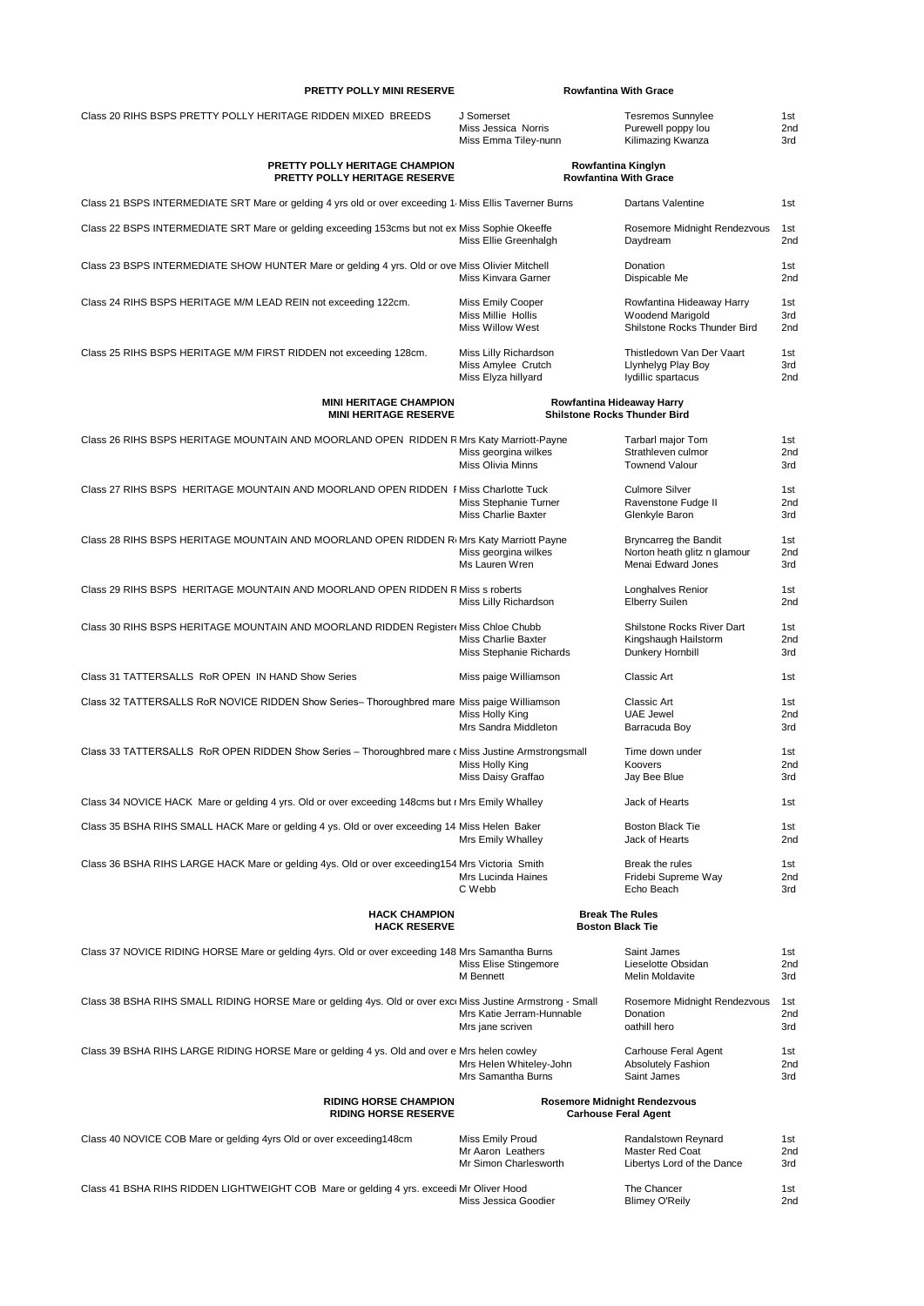| | | | |
|---|---|---|---|
| **PRETTY POLLY MINI RESERVE** | | **Rowfantina With Grace** | |
| Class 20 RIHS BSPS PRETTY POLLY HERITAGE RIDDEN MIXED BREEDS | J Somerset | Tesremos Sunnylee | 1st |
| | Miss Jessica Norris | Purewell poppy lou | 2nd |
| | Miss Emma Tiley-nunn | Kilimazing Kwanza | 3rd |
| **PRETTY POLLY HERITAGE CHAMPION** | | **Rowfantina Kinglyn** | |
| **PRETTY POLLY HERITAGE RESERVE** | | **Rowfantina With Grace** | |
| Class 21 BSPS INTERMEDIATE SRT Mare or gelding 4 yrs old or over exceeding 1 | Miss Ellis Taverner Burns | Dartans Valentine | 1st |
| Class 22 BSPS INTERMEDIATE SRT Mare or gelding exceeding 153cms but not ex | Miss Sophie Okeeffe | Rosemore Midnight Rendezvous | 1st |
| | Miss Ellie Greenhalgh | Daydream | 2nd |
| Class 23 BSPS INTERMEDIATE SHOW HUNTER Mare or gelding 4 yrs. Old or ove | Miss Olivier Mitchell | Donation | 1st |
| | Miss Kinvara Garner | Dispicable Me | 2nd |
| Class 24 RIHS BSPS HERITAGE M/M LEAD REIN not exceeding 122cm. | Miss Emily Cooper | Rowfantina Hideaway Harry | 1st |
| | Miss Millie Hollis | Woodend Marigold | 3rd |
| | Miss Willow West | Shilstone Rocks Thunder Bird | 2nd |
| Class 25 RIHS BSPS HERITAGE M/M FIRST RIDDEN not exceeding 128cm. | Miss Lilly Richardson | Thistledown Van Der Vaart | 1st |
| | Miss Amylee Crutch | Llynhelyg Play Boy | 3rd |
| | Miss Elyza hillyard | Iydillic spartacus | 2nd |
| **MINI HERITAGE CHAMPION** | | **Rowfantina Hideaway Harry** | |
| **MINI HERITAGE RESERVE** | | **Shilstone Rocks Thunder Bird** | |
| Class 26 RIHS BSPS HERITAGE MOUNTAIN AND MOORLAND OPEN RIDDEN R | Mrs Katy Marriott-Payne | Tarbarl major Tom | 1st |
| | Miss georgina wilkes | Strathleven culmor | 2nd |
| | Miss Olivia Minns | Townend Valour | 3rd |
| Class 27 RIHS BSPS HERITAGE MOUNTAIN AND MOORLAND OPEN RIDDEN F | Miss Charlotte Tuck | Culmore Silver | 1st |
| | Miss Stephanie Turner | Ravenstone Fudge II | 2nd |
| | Miss Charlie Baxter | Glenkyle Baron | 3rd |
| Class 28 RIHS BSPS HERITAGE MOUNTAIN AND MOORLAND OPEN RIDDEN R | Mrs Katy Marriott Payne | Bryncarreg the Bandit | 1st |
| | Miss georgina wilkes | Norton heath glitz n glamour | 2nd |
| | Ms Lauren Wren | Menai Edward Jones | 3rd |
| Class 29 RIHS BSPS HERITAGE MOUNTAIN AND MOORLAND OPEN RIDDEN R | Miss s roberts | Longhalves Renior | 1st |
| | Miss Lilly Richardson | Elberry Suilen | 2nd |
| Class 30 RIHS BSPS HERITAGE MOUNTAIN AND MOORLAND RIDDEN Register | Miss Chloe Chubb | Shilstone Rocks River Dart | 1st |
| | Miss Charlie Baxter | Kingshaugh Hailstorm | 2nd |
| | Miss Stephanie Richards | Dunkery Hornbill | 3rd |
| Class 31 TATTERSALLS RoR OPEN IN HAND Show Series | Miss paige Williamson | Classic Art | 1st |
| Class 32 TATTERSALLS RoR NOVICE RIDDEN Show Series– Thoroughbred mare | Miss paige Williamson | Classic Art | 1st |
| | Miss Holly King | UAE Jewel | 2nd |
| | Mrs Sandra Middleton | Barracuda Boy | 3rd |
| Class 33 TATTERSALLS RoR OPEN RIDDEN Show Series – Thoroughbred mare o | Miss Justine Armstrongsmall | Time down under | 1st |
| | Miss Holly King | Koovers | 2nd |
| | Miss Daisy Graffao | Jay Bee Blue | 3rd |
| Class 34 NOVICE HACK Mare or gelding 4 yrs. Old or over exceeding 148cms but r | Mrs Emily Whalley | Jack of Hearts | 1st |
| Class 35 BSHA RIHS SMALL HACK Mare or gelding 4 ys. Old or over exceeding 14 | Miss Helen Baker | Boston Black Tie | 1st |
| | Mrs Emily Whalley | Jack of Hearts | 2nd |
| Class 36 BSHA RIHS LARGE HACK Mare or gelding 4ys. Old or over exceeding154 | Mrs Victoria Smith | Break the rules | 1st |
| | Mrs Lucinda Haines | Fridebi Supreme Way | 2nd |
| | C Webb | Echo Beach | 3rd |
| **HACK CHAMPION** | | **Break The Rules** | |
| **HACK RESERVE** | | **Boston Black Tie** | |
| Class 37 NOVICE RIDING HORSE Mare or gelding 4yrs. Old or over exceeding 148 | Mrs Samantha Burns | Saint James | 1st |
| | Miss Elise Stingemore | Lieselotte Obsidan | 2nd |
| | M Bennett | Melin Moldavite | 3rd |
| Class 38 BSHA RIHS SMALL RIDING HORSE Mare or gelding 4ys. Old or over exc | Miss Justine Armstrong - Small | Rosemore Midnight Rendezvous | 1st |
| | Mrs Katie Jerram-Hunnable | Donation | 2nd |
| | Mrs jane scriven | oathill hero | 3rd |
| Class 39 BSHA RIHS LARGE RIDING HORSE Mare or gelding 4 ys. Old and over e | Mrs helen cowley | Carhouse Feral Agent | 1st |
| | Mrs Helen Whiteley-John | Absolutely Fashion | 2nd |
| | Mrs Samantha Burns | Saint James | 3rd |
| **RIDING HORSE CHAMPION** | | **Rosemore Midnight Rendezvous** | |
| **RIDING HORSE RESERVE** | | **Carhouse Feral Agent** | |
| Class 40 NOVICE COB Mare or gelding 4yrs Old or over exceeding148cm | Miss Emily Proud | Randalstown Reynard | 1st |
| | Mr Aaron Leathers | Master Red Coat | 2nd |
| | Mr Simon Charlesworth | Libertys Lord of the Dance | 3rd |
| Class 41 BSHA RIHS RIDDEN LIGHTWEIGHT COB Mare or gelding 4 yrs. exceedi | Mr Oliver Hood | The Chancer | 1st |
| | Miss Jessica Goodier | Blimey O'Reily | 2nd |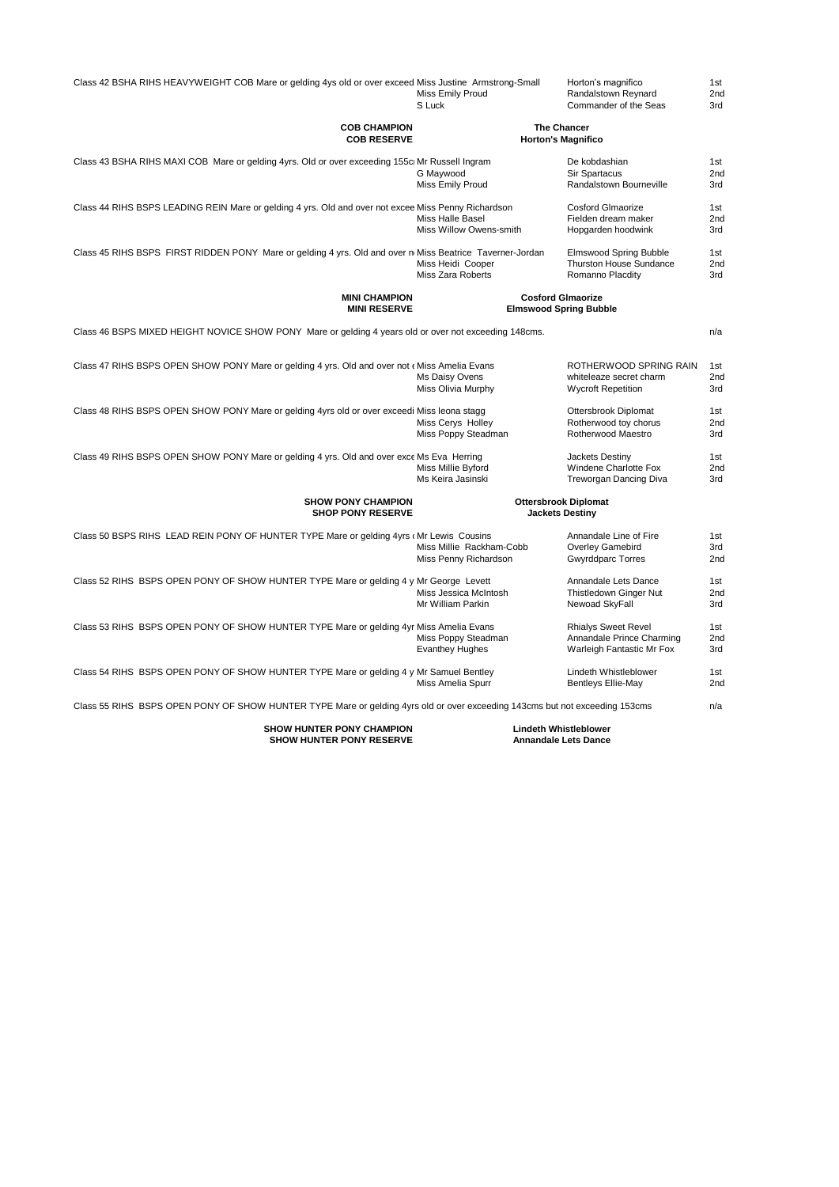| | | | |
|---|---|---|---|
| Class 42 BSHA RIHS HEAVYWEIGHT COB Mare or gelding 4ys old or over exceed | Miss Justine Armstrong-Small | Horton's magnifico | 1st |
| | Miss Emily Proud | Randalstown Reynard | 2nd |
| | S Luck | Commander of the Seas | 3rd |
| **COB CHAMPION** | **The Chancer** | | |
| **COB RESERVE** | **Horton's Magnifico** | | |
| Class 43 BSHA RIHS MAXI COB Mare or gelding 4yrs. Old or over exceeding 155c | Mr Russell Ingram | De kobdashian | 1st |
| | G Maywood | Sir Spartacus | 2nd |
| | Miss Emily Proud | Randalstown Bourneville | 3rd |
| Class 44 RIHS BSPS LEADING REIN Mare or gelding 4 yrs. Old and over not excee | Miss Penny Richardson | Cosford Glmaorize | 1st |
| | Miss Halle Basel | Fielden dream maker | 2nd |
| | Miss Willow Owens-smith | Hopgarden hoodwink | 3rd |
| Class 45 RIHS BSPS FIRST RIDDEN PONY Mare or gelding 4 yrs. Old and over n | Miss Beatrice Taverner-Jordan | Elmswood Spring Bubble | 1st |
| | Miss Heidi Cooper | Thurston House Sundance | 2nd |
| | Miss Zara Roberts | Romanno Placdity | 3rd |
| **MINI CHAMPION** | **Cosford Glmaorize** | | |
| **MINI RESERVE** | **Elmswood Spring Bubble** | | |
| Class 46 BSPS MIXED HEIGHT NOVICE SHOW PONY Mare or gelding 4 years old or over not exceeding 148cms. | | | n/a |
| Class 47 RIHS BSPS OPEN SHOW PONY Mare or gelding 4 yrs. Old and over not e | Miss Amelia Evans | ROTHERWOOD SPRING RAIN | 1st |
| | Ms Daisy Ovens | whiteleaze secret charm | 2nd |
| | Miss Olivia Murphy | Wycroft Repetition | 3rd |
| Class 48 RIHS BSPS OPEN SHOW PONY Mare or gelding 4yrs old or over exceedi | Miss leona stagg | Ottersbrook Diplomat | 1st |
| | Miss Cerys Holley | Rotherwood toy chorus | 2nd |
| | Miss Poppy Steadman | Rotherwood Maestro | 3rd |
| Class 49 RIHS BSPS OPEN SHOW PONY Mare or gelding 4 yrs. Old and over exce | Ms Eva Herring | Jackets Destiny | 1st |
| | Miss Millie Byford | Windene Charlotte Fox | 2nd |
| | Ms Keira Jasinski | Treworgan Dancing Diva | 3rd |
| **SHOW PONY CHAMPION** | **Ottersbrook Diplomat** | | |
| **SHOP PONY RESERVE** | **Jackets Destiny** | | |
| Class 50 BSPS RIHS LEAD REIN PONY OF HUNTER TYPE Mare or gelding 4yrs ( | Mr Lewis Cousins | Annandale Line of Fire | 1st |
| | Miss Millie Rackham-Cobb | Overley Gamebird | 3rd |
| | Miss Penny Richardson | Gwyrddparc Torres | 2nd |
| Class 52 RIHS BSPS OPEN PONY OF SHOW HUNTER TYPE Mare or gelding 4 y | Mr George Levett | Annandale Lets Dance | 1st |
| | Miss Jessica McIntosh | Thistledown Ginger Nut | 2nd |
| | Mr William Parkin | Newoad SkyFall | 3rd |
| Class 53 RIHS BSPS OPEN PONY OF SHOW HUNTER TYPE Mare or gelding 4yr | Miss Amelia Evans | Rhialys Sweet Revel | 1st |
| | Miss Poppy Steadman | Annandale Prince Charming | 2nd |
| | Evanthey Hughes | Warleigh Fantastic Mr Fox | 3rd |
| Class 54 RIHS BSPS OPEN PONY OF SHOW HUNTER TYPE Mare or gelding 4 y | Mr Samuel Bentley | Lindeth Whistleblower | 1st |
| | Miss Amelia Spurr | Bentleys Ellie-May | 2nd |
| Class 55 RIHS BSPS OPEN PONY OF SHOW HUNTER TYPE Mare or gelding 4yrs old or over exceeding 143cms but not exceeding 153cms | | | n/a |
| **SHOW HUNTER PONY CHAMPION** | **Lindeth Whistleblower** | | |
| **SHOW HUNTER PONY RESERVE** | **Annandale Lets Dance** | | |